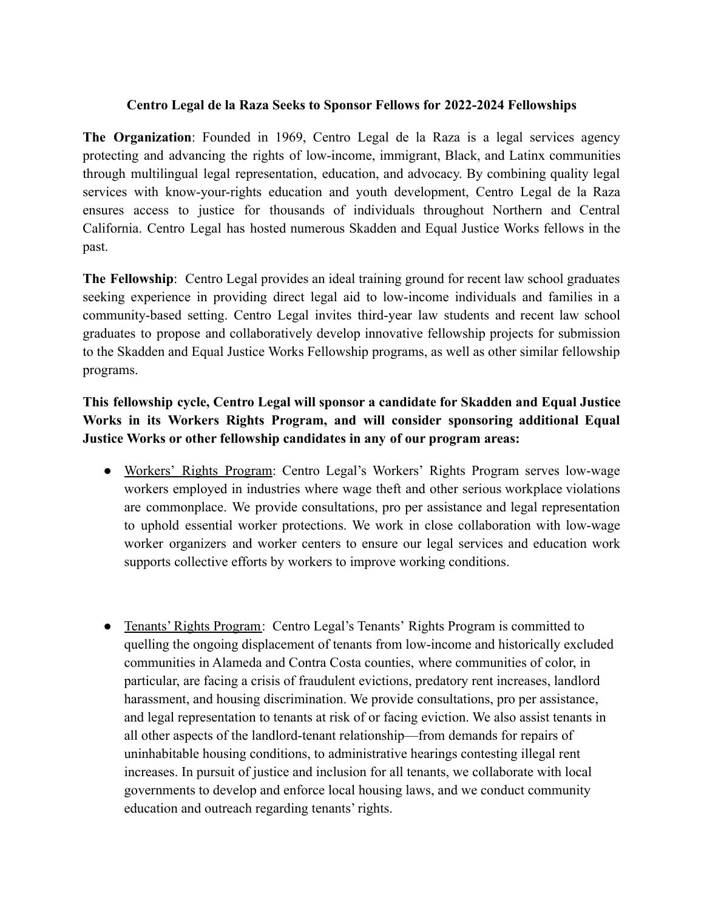# Centro Legal de la Raza Seeks to Sponsor Fellows for 2022-2024 Fellowships

**The Organization**: Founded in 1969, Centro Legal de la Raza is a legal services agency protecting and advancing the rights of low-income, immigrant, Black, and Latinx communities through multilingual legal representation, education, and advocacy. By combining quality legal services with know-your-rights education and youth development, Centro Legal de la Raza ensures access to justice for thousands of individuals throughout Northern and Central California. Centro Legal has hosted numerous Skadden and Equal Justice Works fellows in the past.

**The Fellowship**: Centro Legal provides an ideal training ground for recent law school graduates seeking experience in providing direct legal aid to low-income individuals and families in a community-based setting. Centro Legal invites third-year law students and recent law school graduates to propose and collaboratively develop innovative fellowship projects for submission to the Skadden and Equal Justice Works Fellowship programs, as well as other similar fellowship programs.

**This fellowship cycle, Centro Legal will sponsor a candidate for Skadden and Equal Justice Works in its Workers Rights Program, and will consider sponsoring additional Equal Justice Works or other fellowship candidates in any of our program areas:**

- Workers' Rights Program: Centro Legal's Workers' Rights Program serves low-wage workers employed in industries where wage theft and other serious workplace violations are commonplace. We provide consultations, pro per assistance and legal representation to uphold essential worker protections. We work in close collaboration with low-wage worker organizers and worker centers to ensure our legal services and education work supports collective efforts by workers to improve working conditions.

- Tenants' Rights Program: Centro Legal's Tenants' Rights Program is committed to quelling the ongoing displacement of tenants from low-income and historically excluded communities in Alameda and Contra Costa counties, where communities of color, in particular, are facing a crisis of fraudulent evictions, predatory rent increases, landlord harassment, and housing discrimination. We provide consultations, pro per assistance, and legal representation to tenants at risk of or facing eviction. We also assist tenants in all other aspects of the landlord-tenant relationship—from demands for repairs of uninhabitable housing conditions, to administrative hearings contesting illegal rent increases. In pursuit of justice and inclusion for all tenants, we collaborate with local governments to develop and enforce local housing laws, and we conduct community education and outreach regarding tenants' rights.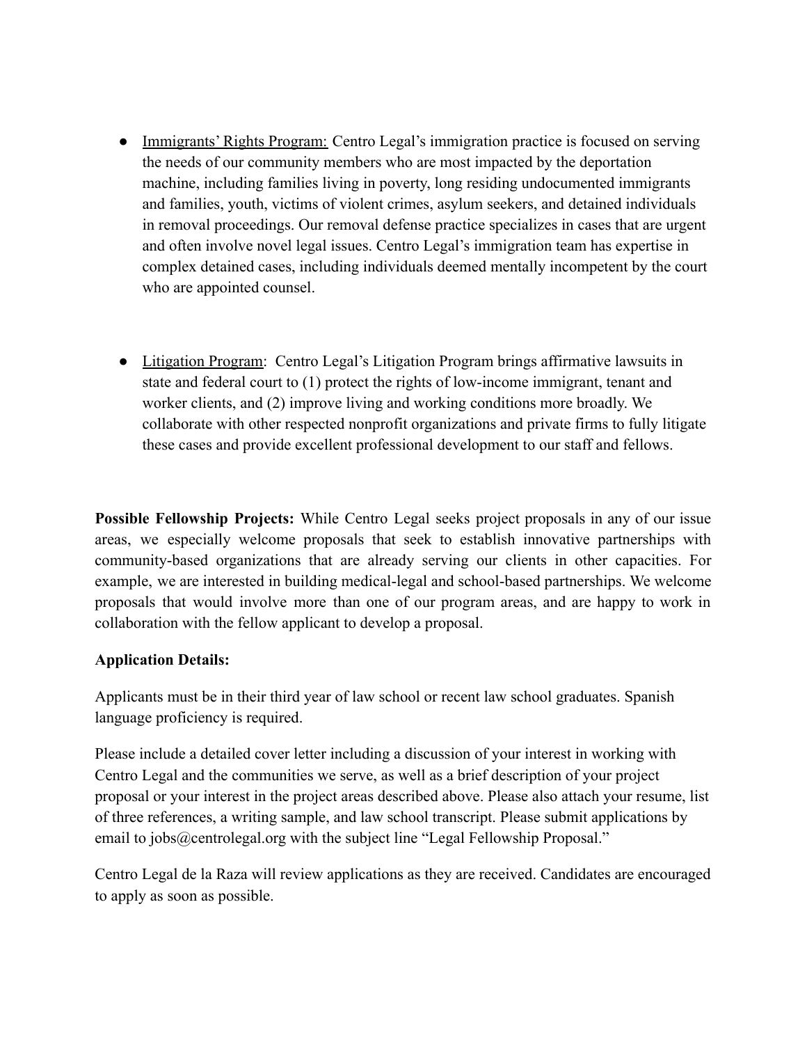- Immigrants' Rights Program: Centro Legal's immigration practice is focused on serving the needs of our community members who are most impacted by the deportation machine, including families living in poverty, long residing undocumented immigrants and families, youth, victims of violent crimes, asylum seekers, and detained individuals in removal proceedings. Our removal defense practice specializes in cases that are urgent and often involve novel legal issues. Centro Legal's immigration team has expertise in complex detained cases, including individuals deemed mentally incompetent by the court who are appointed counsel.

- Litigation Program: Centro Legal's Litigation Program brings affirmative lawsuits in state and federal court to (1) protect the rights of low-income immigrant, tenant and worker clients, and (2) improve living and working conditions more broadly. We collaborate with other respected nonprofit organizations and private firms to fully litigate these cases and provide excellent professional development to our staff and fellows.

**Possible Fellowship Projects:** While Centro Legal seeks project proposals in any of our issue areas, we especially welcome proposals that seek to establish innovative partnerships with community-based organizations that are already serving our clients in other capacities. For example, we are interested in building medical-legal and school-based partnerships. We welcome proposals that would involve more than one of our program areas, and are happy to work in collaboration with the fellow applicant to develop a proposal.

**Application Details:**

Applicants must be in their third year of law school or recent law school graduates. Spanish language proficiency is required.

Please include a detailed cover letter including a discussion of your interest in working with Centro Legal and the communities we serve, as well as a brief description of your project proposal or your interest in the project areas described above. Please also attach your resume, list of three references, a writing sample, and law school transcript. Please submit applications by email to jobs@centrolegal.org with the subject line "Legal Fellowship Proposal."

Centro Legal de la Raza will review applications as they are received. Candidates are encouraged to apply as soon as possible.